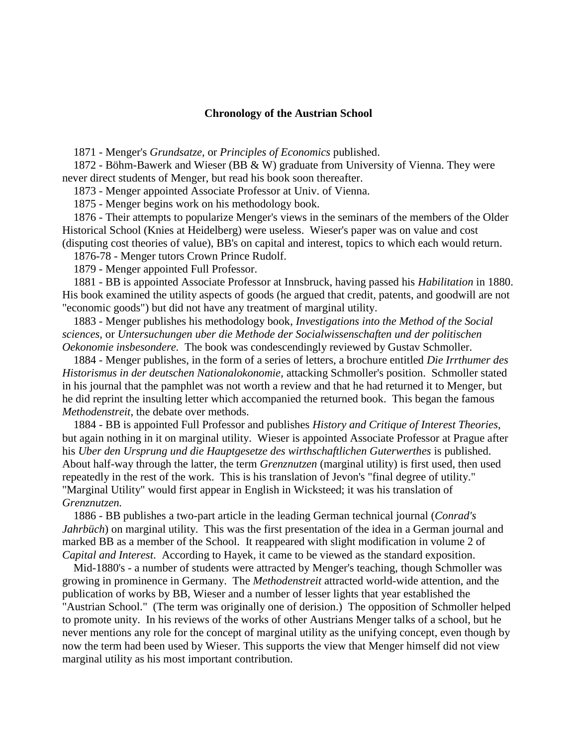## Chronology of the Austrian School

1871 - Menger's *Grundsatze,* or *Principles of Economics* published.

1872 - Böhm-Bawerk and Wieser (BB & W) graduate from University of Vienna. They were never direct students of Menger, but read his book soon thereafter.

1873 - Menger appointed Associate Professor at Univ. of Vienna.

1875 - Menger begins work on his methodology book.

1876 - Their attempts to popularize Menger's views in the seminars of the members of the Older Historical School (Knies at Heidelberg) were useless. Wieser's paper was on value and cost (disputing cost theories of value), BB's on capital and interest, topics to which each would return.

1876-78 - Menger tutors Crown Prince Rudolf.

1879 - Menger appointed Full Professor.

1881 - BB is appointed Associate Professor at Innsbruck, having passed his *Habilitation* in 1880. His book examined the utility aspects of goods (he argued that credit, patents, and goodwill are not "economic goods") but did not have any treatment of marginal utility.

1883 - Menger publishes his methodology book, *Investigations into the Method of the Social sciences*, or *Untersuchungen uber die Methode der Socialwissenschaften und der politischen Oekonomie insbesondere.* The book was condescendingly reviewed by Gustav Schmoller.

1884 - Menger publishes, in the form of a series of letters, a brochure entitled *Die Irrthumer des Historismus in der deutschen Nationalokonomie,* attacking Schmoller's position. Schmoller stated in his journal that the pamphlet was not worth a review and that he had returned it to Menger, but he did reprint the insulting letter which accompanied the returned book. This began the famous *Methodenstreit*, the debate over methods.

1884 - BB is appointed Full Professor and publishes *History and Critique of Interest Theories,* but again nothing in it on marginal utility. Wieser is appointed Associate Professor at Prague after his *Uber den Ursprung und die Hauptgesetze des wirthschaftlichen Guterwerthes* is published. About half-way through the latter, the term *Grenznutzen* (marginal utility) is first used, then used repeatedly in the rest of the work. This is his translation of Jevon's "final degree of utility." "Marginal Utility" would first appear in English in Wicksteed; it was his translation of *Grenznutzen.*

1886 - BB publishes a two-part article in the leading German technical journal (*Conrad's Jahrbüch*) on marginal utility. This was the first presentation of the idea in a German journal and marked BB as a member of the School. It reappeared with slight modification in volume 2 of *Capital and Interest*. According to Hayek, it came to be viewed as the standard exposition.

Mid-1880's - a number of students were attracted by Menger's teaching, though Schmoller was growing in prominence in Germany. The *Methodenstreit* attracted world-wide attention, and the publication of works by BB, Wieser and a number of lesser lights that year established the "Austrian School." (The term was originally one of derision.) The opposition of Schmoller helped to promote unity. In his reviews of the works of other Austrians Menger talks of a school, but he never mentions any role for the concept of marginal utility as the unifying concept, even though by now the term had been used by Wieser. This supports the view that Menger himself did not view marginal utility as his most important contribution.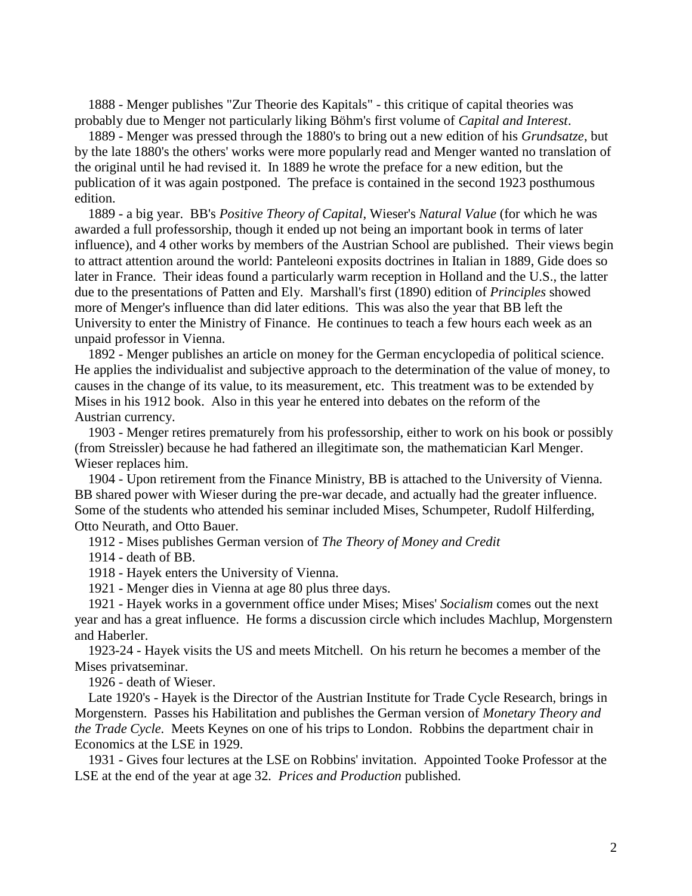1888 - Menger publishes "Zur Theorie des Kapitals" - this critique of capital theories was probably due to Menger not particularly liking Böhm's first volume of *Capital and Interest*.

1889 - Menger was pressed through the 1880's to bring out a new edition of his *Grundsatze*, but by the late 1880's the others' works were more popularly read and Menger wanted no translation of the original until he had revised it. In 1889 he wrote the preface for a new edition, but the publication of it was again postponed. The preface is contained in the second 1923 posthumous edition.

1889 - a big year. BB's *Positive Theory of Capital*, Wieser's *Natural Value* (for which he was awarded a full professorship, though it ended up not being an important book in terms of later influence), and 4 other works by members of the Austrian School are published. Their views begin to attract attention around the world: Panteleoni exposits doctrines in Italian in 1889, Gide does so later in France. Their ideas found a particularly warm reception in Holland and the U.S., the latter due to the presentations of Patten and Ely. Marshall's first (1890) edition of *Principles* showed more of Menger's influence than did later editions. This was also the year that BB left the University to enter the Ministry of Finance. He continues to teach a few hours each week as an unpaid professor in Vienna.

1892 - Menger publishes an article on money for the German encyclopedia of political science. He applies the individualist and subjective approach to the determination of the value of money, to causes in the change of its value, to its measurement, etc. This treatment was to be extended by Mises in his 1912 book. Also in this year he entered into debates on the reform of the Austrian currency.

1903 - Menger retires prematurely from his professorship, either to work on his book or possibly (from Streissler) because he had fathered an illegitimate son, the mathematician Karl Menger. Wieser replaces him.

1904 - Upon retirement from the Finance Ministry, BB is attached to the University of Vienna. BB shared power with Wieser during the pre-war decade, and actually had the greater influence. Some of the students who attended his seminar included Mises, Schumpeter, Rudolf Hilferding, Otto Neurath, and Otto Bauer.

1912 - Mises publishes German version of *The Theory of Money and Credit*

1914 - death of BB.

1918 - Hayek enters the University of Vienna.

1921 - Menger dies in Vienna at age 80 plus three days.

1921 - Hayek works in a government office under Mises; Mises' *Socialism* comes out the next year and has a great influence. He forms a discussion circle which includes Machlup, Morgenstern and Haberler.

1923-24 - Hayek visits the US and meets Mitchell. On his return he becomes a member of the Mises privatseminar.

1926 - death of Wieser.

Late 1920's - Hayek is the Director of the Austrian Institute for Trade Cycle Research, brings in Morgenstern. Passes his Habilitation and publishes the German version of *Monetary Theory and the Trade Cycle*. Meets Keynes on one of his trips to London. Robbins the department chair in Economics at the LSE in 1929.

1931 - Gives four lectures at the LSE on Robbins' invitation. Appointed Tooke Professor at the LSE at the end of the year at age 32. *Prices and Production* published.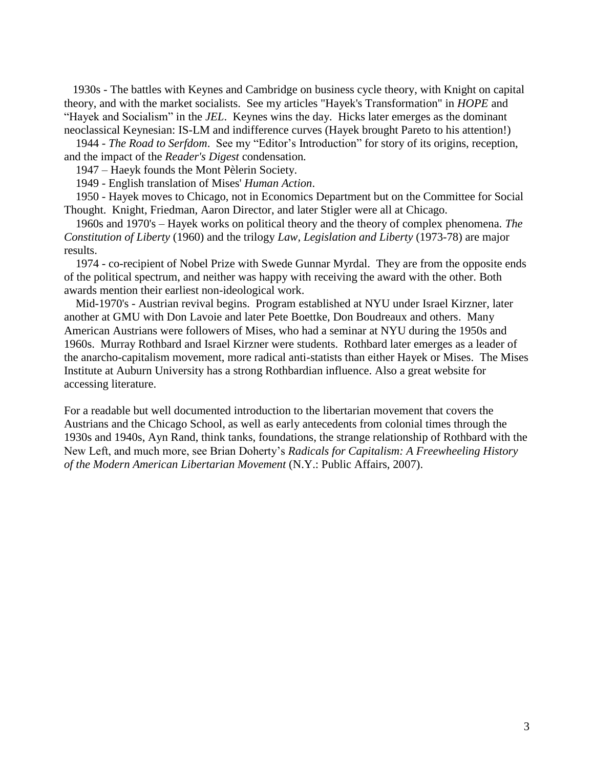1930s - The battles with Keynes and Cambridge on business cycle theory, with Knight on capital theory, and with the market socialists. See my articles "Hayek's Transformation" in *HOPE* and "Hayek and Socialism" in the *JEL*. Keynes wins the day. Hicks later emerges as the dominant neoclassical Keynesian: IS-LM and indifference curves (Hayek brought Pareto to his attention!)

1944 - *The Road to Serfdom*. See my "Editor's Introduction" for story of its origins, reception, and the impact of the *Reader's Digest* condensation.

1947 – Haeyk founds the Mont Pèlerin Society.

1949 - English translation of Mises' *Human Action*.

1950 - Hayek moves to Chicago, not in Economics Department but on the Committee for Social Thought. Knight, Friedman, Aaron Director, and later Stigler were all at Chicago.

1960s and 1970's – Hayek works on political theory and the theory of complex phenomena. *The Constitution of Liberty* (1960) and the trilogy *Law, Legislation and Liberty* (1973-78) are major results.

1974 - co-recipient of Nobel Prize with Swede Gunnar Myrdal. They are from the opposite ends of the political spectrum, and neither was happy with receiving the award with the other. Both awards mention their earliest non-ideological work.

Mid-1970's - Austrian revival begins. Program established at NYU under Israel Kirzner, later another at GMU with Don Lavoie and later Pete Boettke, Don Boudreaux and others. Many American Austrians were followers of Mises, who had a seminar at NYU during the 1950s and 1960s. Murray Rothbard and Israel Kirzner were students. Rothbard later emerges as a leader of the anarcho-capitalism movement, more radical anti-statists than either Hayek or Mises. The Mises Institute at Auburn University has a strong Rothbardian influence. Also a great website for accessing literature.

For a readable but well documented introduction to the libertarian movement that covers the Austrians and the Chicago School, as well as early antecedents from colonial times through the 1930s and 1940s, Ayn Rand, think tanks, foundations, the strange relationship of Rothbard with the New Left, and much more, see Brian Doherty's *Radicals for Capitalism: A Freewheeling History of the Modern American Libertarian Movement* (N.Y.: Public Affairs, 2007).